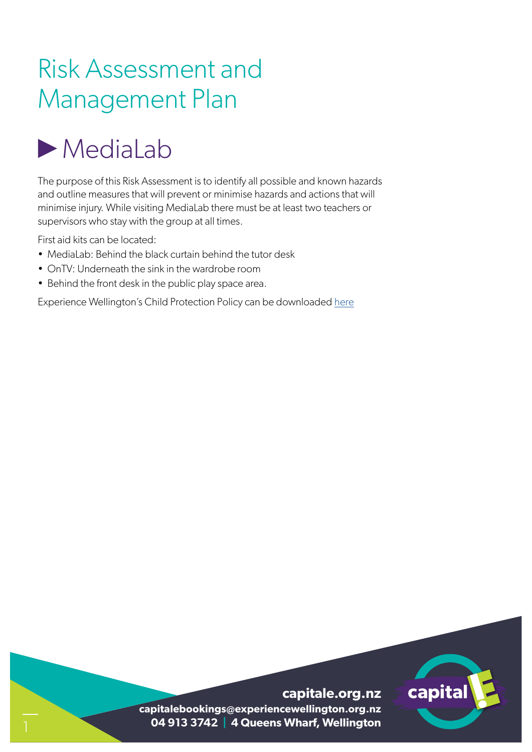# Risk Assessment and Management Plan

## ▶ MediaLab

The purpose of this Risk Assessment is to identify all possible and known hazards and outline measures that will prevent or minimise hazards and actions that will minimise injury. While visiting MediaLab there must be at least two teachers or supervisors who stay with the group at all times.

First aid kits can be located:

- MediaLab: Behind the black curtain behind the tutor desk
- OnTV: Underneath the sink in the wardrobe room
- Behind the front desk in the public play space area.

Experience Wellington's Child Protection Policy can be downloaded [here]()

**capitale.org.nz**
**capitalebookings@experiencewellington.org.nz**
**04 913 3742 | 4 Queens Wharf, Wellington**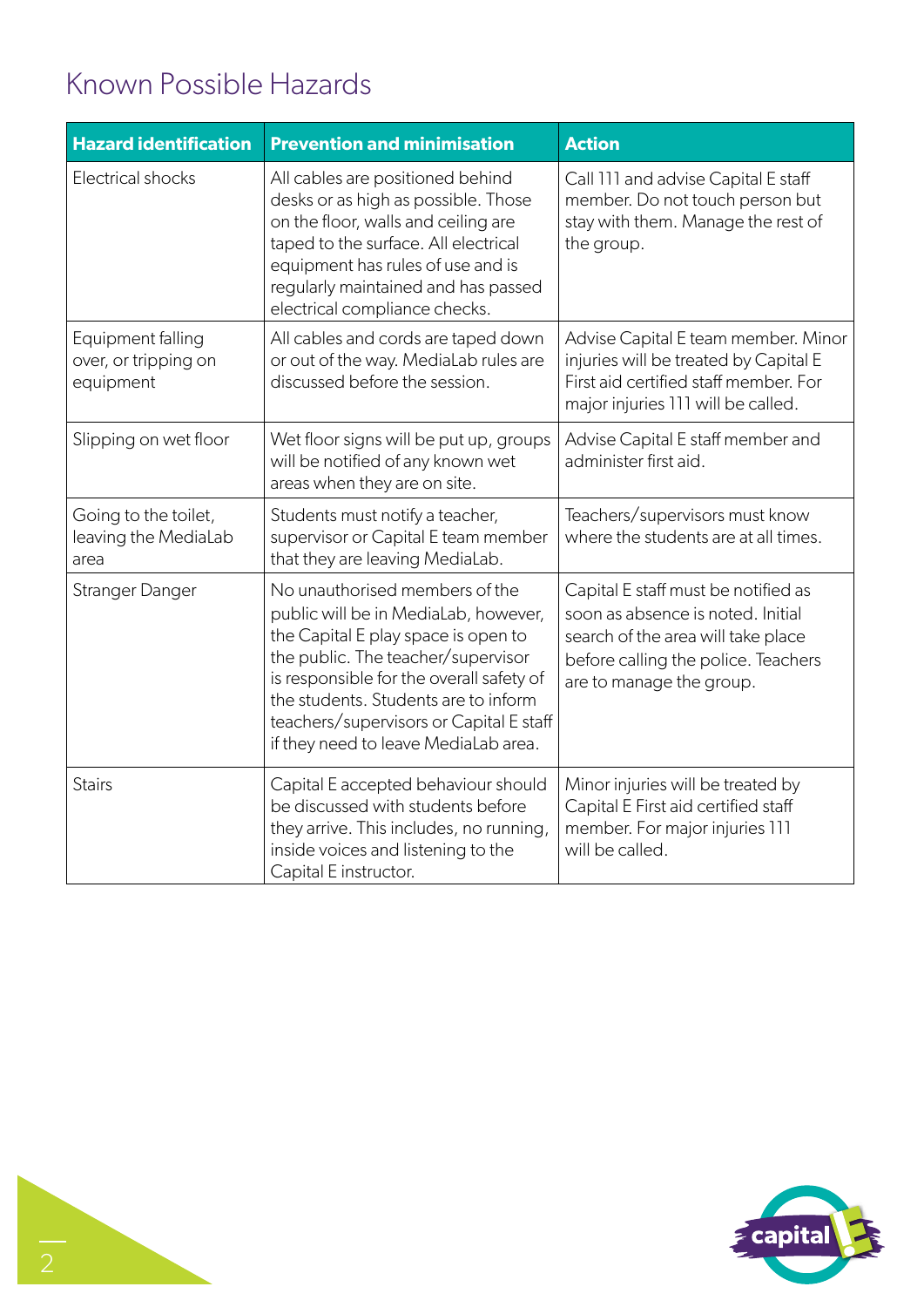## Known Possible Hazards

| Hazard identification | Prevention and minimisation | Action |
|---|---|---|
| Electrical shocks | All cables are positioned behind desks or as high as possible. Those on the floor, walls and ceiling are taped to the surface. All electrical equipment has rules of use and is regularly maintained and has passed electrical compliance checks. | Call 111 and advise Capital E staff member. Do not touch person but stay with them. Manage the rest of the group. |
| Equipment falling over, or tripping on equipment | All cables and cords are taped down or out of the way. MediaLab rules are discussed before the session. | Advise Capital E team member. Minor injuries will be treated by Capital E First aid certified staff member. For major injuries 111 will be called. |
| Slipping on wet floor | Wet floor signs will be put up, groups will be notified of any known wet areas when they are on site. | Advise Capital E staff member and administer first aid. |
| Going to the toilet, leaving the MediaLab area | Students must notify a teacher, supervisor or Capital E team member that they are leaving MediaLab. | Teachers/supervisors must know where the students are at all times. |
| Stranger Danger | No unauthorised members of the public will be in MediaLab, however, the Capital E play space is open to the public. The teacher/supervisor is responsible for the overall safety of the students. Students are to inform teachers/supervisors or Capital E staff if they need to leave MediaLab area. | Capital E staff must be notified as soon as absence is noted. Initial search of the area will take place before calling the police. Teachers are to manage the group. |
| Stairs | Capital E accepted behaviour should be discussed with students before they arrive. This includes, no running, inside voices and listening to the Capital E instructor. | Minor injuries will be treated by Capital E First aid certified staff member. For major injuries 111 will be called. |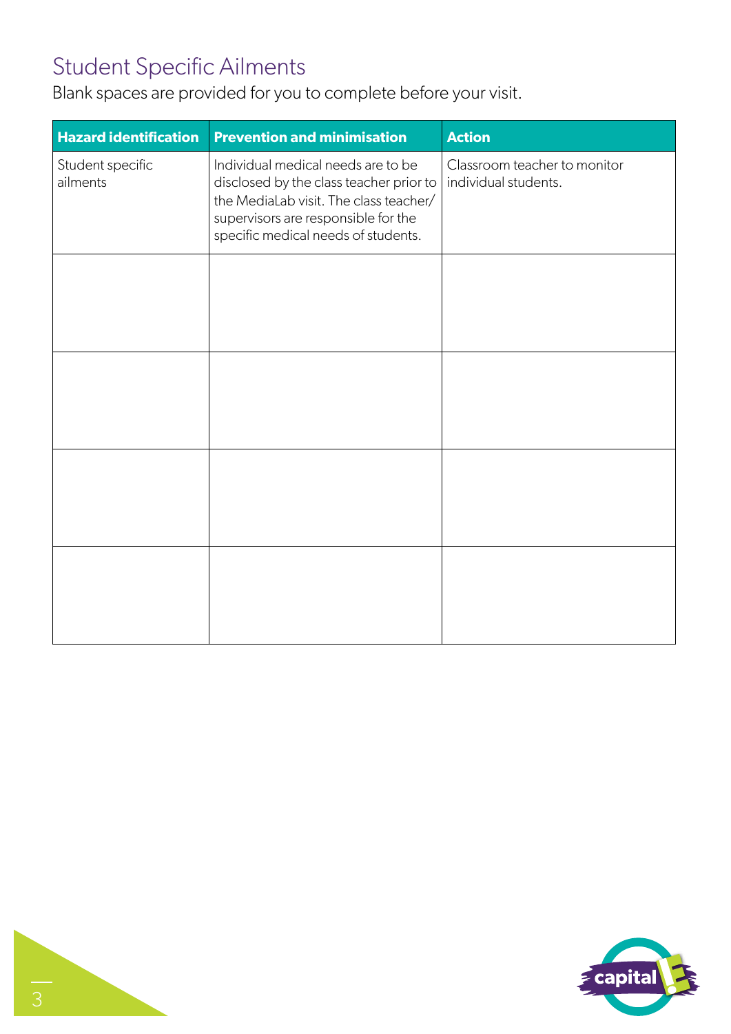## Student Specific Ailments

Blank spaces are provided for you to complete before your visit.

| Hazard identification | Prevention and minimisation | Action |
|---|---|---|
| Student specific ailments | Individual medical needs are to be disclosed by the class teacher prior to the MediaLab visit. The class teacher/ supervisors are responsible for the specific medical needs of students. | Classroom teacher to monitor individual students. |
| | | |
| | | |
| | | |
| | | |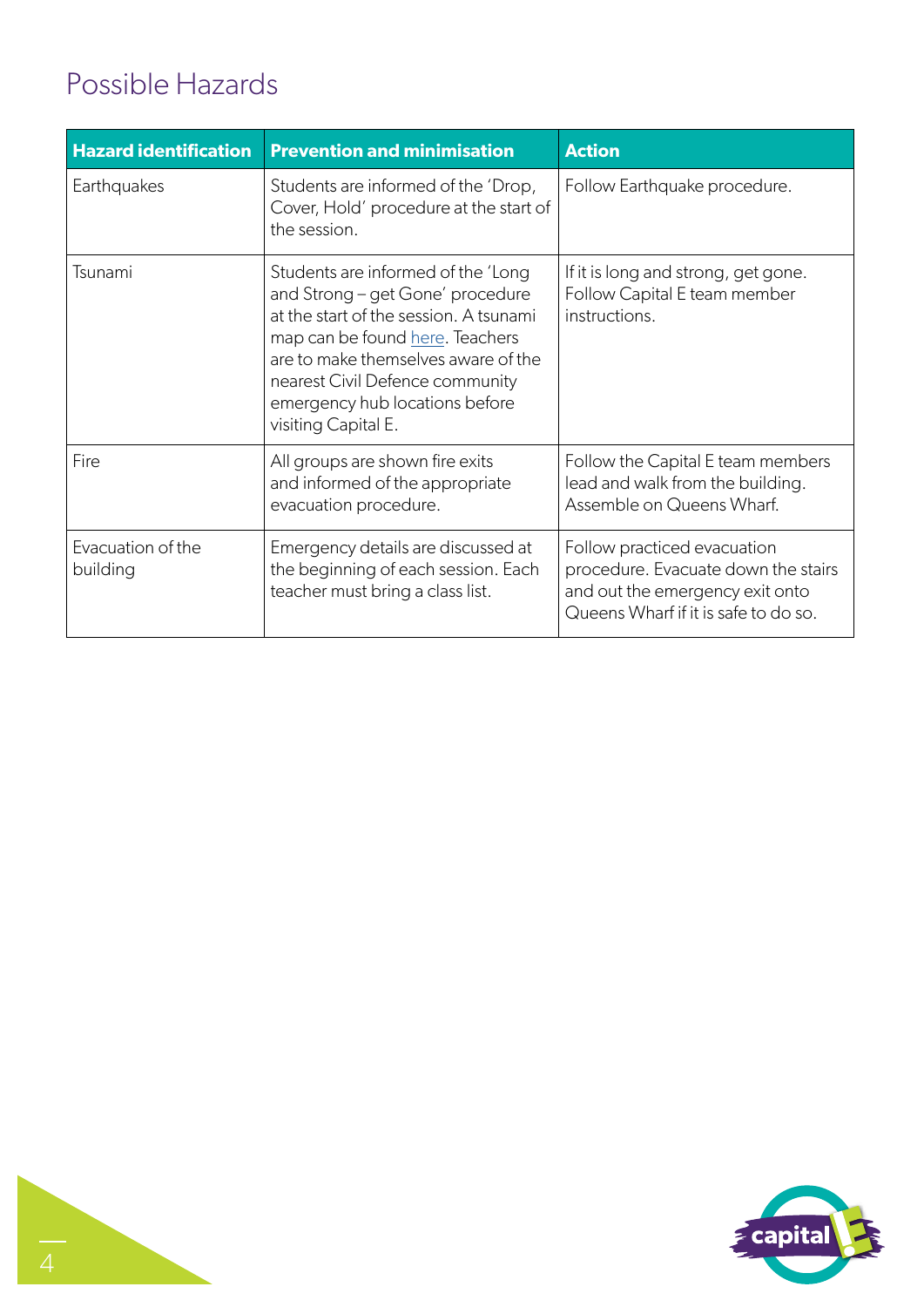## Possible Hazards

| Hazard identification | Prevention and minimisation | Action |
|---|---|---|
| Earthquakes | Students are informed of the 'Drop, Cover, Hold' procedure at the start of the session. | Follow Earthquake procedure. |
| Tsunami | Students are informed of the 'Long and Strong – get Gone' procedure at the start of the session. A tsunami map can be found here. Teachers are to make themselves aware of the nearest Civil Defence community emergency hub locations before visiting Capital E. | If it is long and strong, get gone. Follow Capital E team member instructions. |
| Fire | All groups are shown fire exits and informed of the appropriate evacuation procedure. | Follow the Capital E team members lead and walk from the building. Assemble on Queens Wharf. |
| Evacuation of the building | Emergency details are discussed at the beginning of each session. Each teacher must bring a class list. | Follow practiced evacuation procedure. Evacuate down the stairs and out the emergency exit onto Queens Wharf if it is safe to do so. |